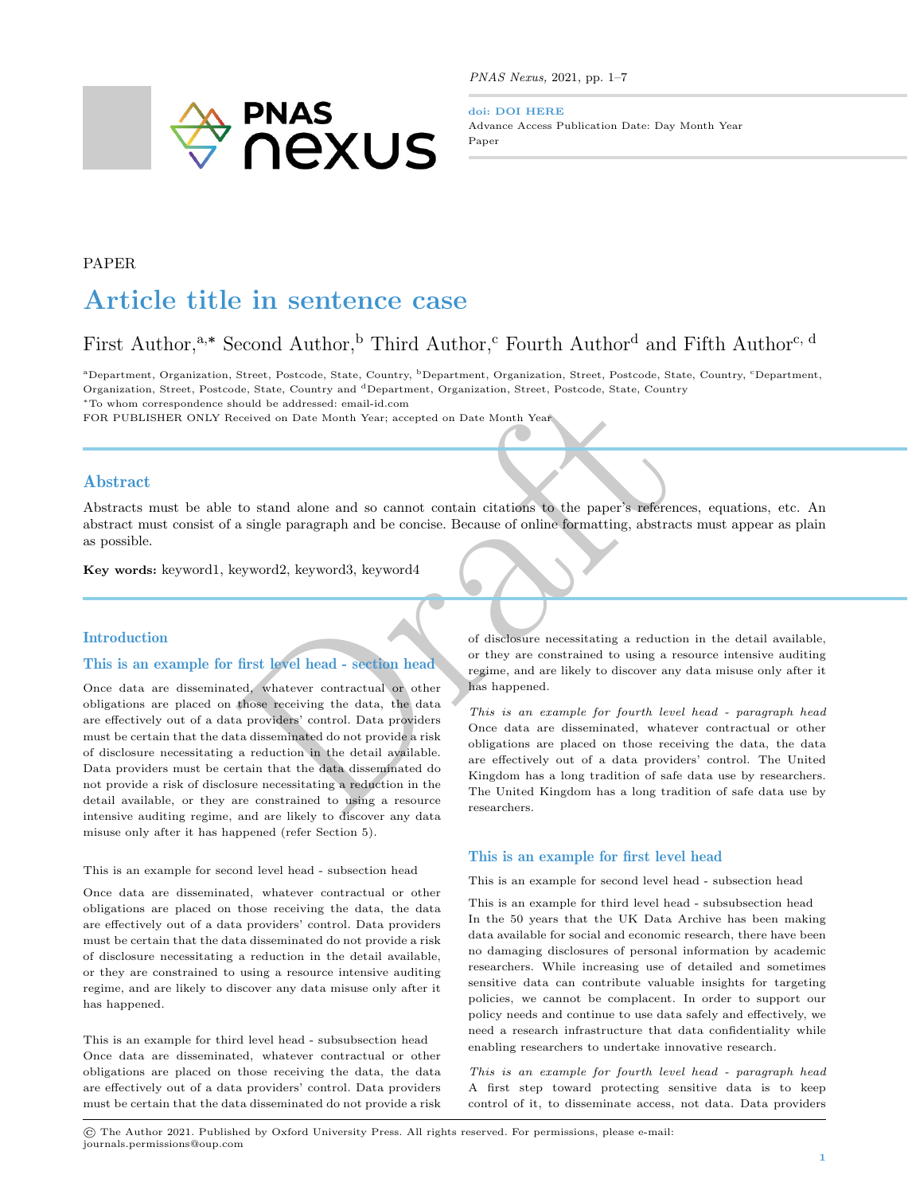PAPER

# Article title in sentence case

First Author,[a,*] Second Author,[b] Third Author,[c] Fourth Author[d] and Fifth Author[c, d]

[a]Department, Organization, Street, Postcode, State, Country, [b]Department, Organization, Street, Postcode, State, Country, [c]Department, Organization, Street, Postcode, State, Country and [d]Department, Organization, Street, Postcode, State, Country

[*]To whom correspondence should be addressed: email-id.com

FOR PUBLISHER ONLY Received on Date Month Year; accepted on Date Month Year

## Abstract

Abstracts must be able to stand alone and so cannot contain citations to the paper's references, equations, etc. An abstract must consist of a single paragraph and be concise. Because of online formatting, abstracts must appear as plain as possible.

**Key words:** keyword1, keyword2, keyword3, keyword4

## Introduction

## This is an example for first level head - section head

Once data are disseminated, whatever contractual or other obligations are placed on those receiving the data, the data are effectively out of a data providers' control. Data providers must be certain that the data disseminated do not provide a risk of disclosure necessitating a reduction in the detail available. Data providers must be certain that the data disseminated do not provide a risk of disclosure necessitating a reduction in the detail available, or they are constrained to using a resource intensive auditing regime, and are likely to discover any data misuse only after it has happened (refer Section 5).

### This is an example for second level head - subsection head

Once data are disseminated, whatever contractual or other obligations are placed on those receiving the data, the data are effectively out of a data providers' control. Data providers must be certain that the data disseminated do not provide a risk of disclosure necessitating a reduction in the detail available, or they are constrained to using a resource intensive auditing regime, and are likely to discover any data misuse only after it has happened.

#### This is an example for third level head - subsubsection head

Once data are disseminated, whatever contractual or other obligations are placed on those receiving the data, the data are effectively out of a data providers' control. Data providers must be certain that the data disseminated do not provide a risk of disclosure necessitating a reduction in the detail available, or they are constrained to using a resource intensive auditing regime, and are likely to discover any data misuse only after it has happened.

*This is an example for fourth level head - paragraph head* Once data are disseminated, whatever contractual or other obligations are placed on those receiving the data, the data are effectively out of a data providers' control. The United Kingdom has a long tradition of safe data use by researchers. The United Kingdom has a long tradition of safe data use by researchers.

## This is an example for first level head

### This is an example for second level head - subsection head

#### This is an example for third level head - subsubsection head

In the 50 years that the UK Data Archive has been making data available for social and economic research, there have been no damaging disclosures of personal information by academic researchers. While increasing use of detailed and sometimes sensitive data can contribute valuable insights for targeting policies, we cannot be complacent. In order to support our policy needs and continue to use data safely and effectively, we need a research infrastructure that data confidentiality while enabling researchers to undertake innovative research.

*This is an example for fourth level head - paragraph head* A first step toward protecting sensitive data is to keep control of it, to disseminate access, not data. Data providers

© The Author 2021. Published by Oxford University Press. All rights reserved. For permissions, please e-mail: journals.permissions@oup.com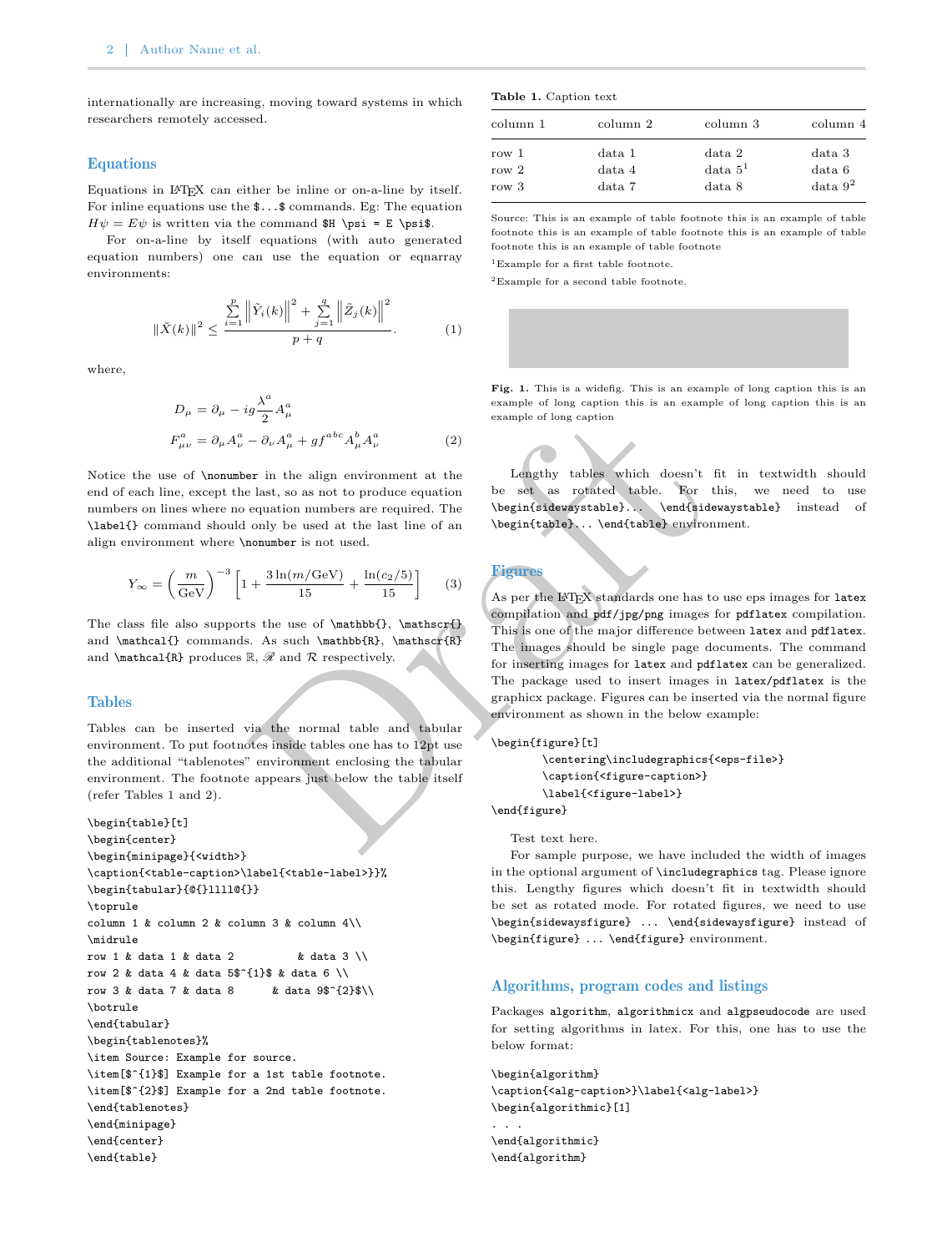internationally are increasing, moving toward systems in which researchers remotely accessed.

## Equations

Equations in LaTeX can either be inline or on-a-line by itself. For inline equations use the `$...$` commands. Eg: The equation $H\psi = E\psi$ is written via the command `$H \psi = E \psi$`.

For on-a-line by itself equations (with auto generated equation numbers) one can use the equation or eqnarray environments:

$$\|\tilde{X}(k)\|^2 \leq \frac{\sum_{i=1}^{p}\left\|\tilde{Y}_i(k)\right\|^2 + \sum_{j=1}^{q}\left\|\tilde{Z}_j(k)\right\|^2}{p+q}. \tag{1}$$

where,

$$\begin{aligned} D_\mu &= \partial_\mu - ig\frac{\lambda^a}{2}A^a_\mu \\ F^a_{\mu\nu} &= \partial_\mu A^a_\nu - \partial_\nu A^a_\mu + gf^{abc}A^b_\mu A^a_\nu \end{aligned} \tag{2}$$

Notice the use of `\nonumber` in the align environment at the end of each line, except the last, so as not to produce equation numbers on lines where no equation numbers are required. The `\label{}` command should only be used at the last line of an align environment where `\nonumber` is not used.

$$Y_\infty = \left(\frac{m}{\text{GeV}}\right)^{-3}\left[1 + \frac{3\ln(m/\text{GeV})}{15} + \frac{\ln(c_2/5)}{15}\right] \tag{3}$$

The class file also supports the use of `\mathbb{}`, `\mathscr{}` and `\mathcal{}` commands. As such `\mathbb{R}`, `\mathscr{R}` and `\mathcal{R}` produces $\mathbb{R}$, $\mathscr{R}$ and $\mathcal{R}$ respectively.

## Tables

Tables can be inserted via the normal table and tabular environment. To put footnotes inside tables one has to 12pt use the additional "tablenotes" environment enclosing the tabular environment. The footnote appears just below the table itself (refer Tables 1 and 2).

```
\begin{table}[t]
\begin{center}
\begin{minipage}{<width>}
\caption{<table-caption>\label{<table-label>}}%
\begin{tabular}{@{}llll@{}}
\toprule
column 1 & column 2 & column 3 & column 4\\
\midrule
row 1 & data 1 & data 2          & data 3 \\
row 2 & data 4 & data 5$^{1}$ & data 6 \\
row 3 & data 7 & data 8       & data 9$^{2}$\\
\botrule
\end{tabular}
\begin{tablenotes}%
\item Source: Example for source.
\item[$^{1}$] Example for a 1st table footnote.
\item[$^{2}$] Example for a 2nd table footnote.
\end{tablenotes}
\end{minipage}
\end{center}
\end{table}
```

**Table 1.** Caption text

| column 1 | column 2 | column 3 | column 4 |
|---|---|---|---|
| row 1 | data 1 | data 2 | data 3 |
| row 2 | data 4 | data 5[1] | data 6 |
| row 3 | data 7 | data 8 | data 9[2] |

Source: This is an example of table footnote this is an example of table footnote this is an example of table footnote this is an example of table footnote this is an example of table footnote

[1]Example for a first table footnote.

[2]Example for a second table footnote.

**Fig. 1.** This is a widefig. This is an example of long caption this is an example of long caption this is an example of long caption this is an example of long caption

Lengthy tables which doesn't fit in textwidth should be set as rotated table. For this, we need to use `\begin{sidewaystable}... \end{sidewaystable}` instead of `\begin{table}... \end{table}` environment.

## Figures

As per the LaTeX standards one has to use eps images for `latex` compilation and `pdf/jpg/png` images for `pdflatex` compilation. This is one of the major difference between `latex` and `pdflatex`. The images should be single page documents. The command for inserting images for `latex` and `pdflatex` can be generalized. The package used to insert images in `latex/pdflatex` is the graphicx package. Figures can be inserted via the normal figure environment as shown in the below example:

```
\begin{figure}[t]
        \centering\includegraphics{<eps-file>}
        \caption{<figure-caption>}
        \label{<figure-label>}
\end{figure}
```

Test text here.

For sample purpose, we have included the width of images in the optional argument of `\includegraphics` tag. Please ignore this. Lengthy figures which doesn't fit in textwidth should be set as rotated mode. For rotated figures, we need to use `\begin{sidewaysfigure} ... \end{sidewaysfigure}` instead of `\begin{figure} ... \end{figure}` environment.

## Algorithms, program codes and listings

Packages `algorithm`, `algorithmicx` and `algpseudocode` are used for setting algorithms in latex. For this, one has to use the below format:

```
\begin{algorithm}
\caption{<alg-caption>}\label{<alg-label>}
\begin{algorithmic}[1]
. . .
\end{algorithmic}
\end{algorithm}
```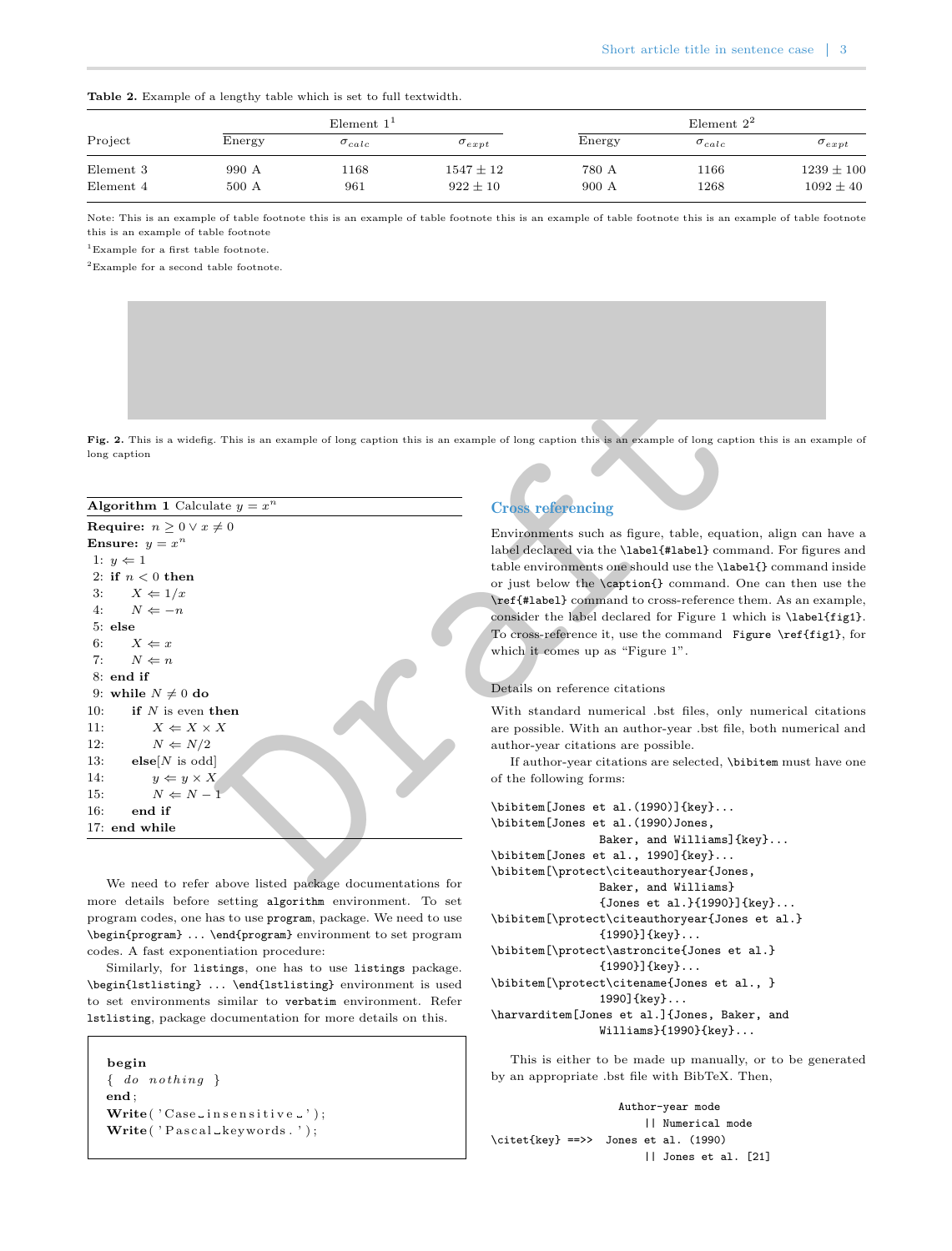**Table 2.** Example of a lengthy table which is set to full textwidth.

| Project | Element 1[1] | | | Element 2[2] | | |
|---|---|---|---|---|---|---|
| | Energy | $\sigma_{calc}$ | $\sigma_{expt}$ | Energy | $\sigma_{calc}$ | $\sigma_{expt}$ |
| Element 3 | 990 A | 1168 | $1547 \pm 12$ | 780 A | 1166 | $1239 \pm 100$ |
| Element 4 | 500 A | 961 | $922 \pm 10$ | 900 A | 1268 | $1092 \pm 40$ |

Note: This is an example of table footnote this is an example of table footnote this is an example of table footnote this is an example of table footnote this is an example of table footnote

[1]Example for a first table footnote.

[2]Example for a second table footnote.

**Fig. 2.** This is a widefig. This is an example of long caption this is an example of long caption this is an example of long caption this is an example of long caption

**Algorithm 1** Calculate $y = x^n$

**Require:** $n \geq 0 \vee x \neq 0$
**Ensure:** $y = x^n$

1: $y \Leftarrow 1$
2: **if** $n < 0$ **then**
3: $\quad X \Leftarrow 1/x$
4: $\quad N \Leftarrow -n$
5: **else**
6: $\quad X \Leftarrow x$
7: $\quad N \Leftarrow n$
8: **end if**
9: **while** $N \neq 0$ **do**
10: $\quad$ **if** $N$ is even **then**
11: $\quad\quad X \Leftarrow X \times X$
12: $\quad\quad N \Leftarrow N/2$
13: $\quad$ **else**[$N$ is odd]
14: $\quad\quad y \Leftarrow y \times X$
15: $\quad\quad N \Leftarrow N - 1$
16: $\quad$ **end if**
17: **end while**

We need to refer above listed package documentations for more details before setting `algorithm` environment. To set program codes, one has to use `program`, package. We need to use `\begin{program}` ... `\end{program}` environment to set program codes. A fast exponentiation procedure:

Similarly, for `listings`, one has to use `listings` package. `\begin{lstlisting}` ... `\end{lstlisting}` environment is used to set environments similar to `verbatim` environment. Refer `lstlisting`, package documentation for more details on this.

```
begin
{ do nothing }
end;
Write('Case insensitive ');
Write('Pascal keywords.');
```

## Cross referencing

Environments such as figure, table, equation, align can have a label declared via the `\label{#label}` command. For figures and table environments one should use the `\label{}` command inside or just below the `\caption{}` command. One can then use the `\ref{#label}` command to cross-reference them. As an example, consider the label declared for Figure 1 which is `\label{fig1}`. To cross-reference it, use the command `Figure \ref{fig1}`, for which it comes up as "Figure 1".

### Details on reference citations

With standard numerical .bst files, only numerical citations are possible. With an author-year .bst file, both numerical and author-year citations are possible.

If author-year citations are selected, `\bibitem` must have one of the following forms:

```
\bibitem[Jones et al.(1990)]{key}...
\bibitem[Jones et al.(1990)Jones,
                Baker, and Williams]{key}...
\bibitem[Jones et al., 1990]{key}...
\bibitem[\protect\citeauthoryear{Jones,
                Baker, and Williams}
                {Jones et al.}{1990}]{key}...
\bibitem[\protect\citeauthoryear{Jones et al.}
                {1990}]{key}...
\bibitem[\protect\astroncite{Jones et al.}
                {1990}]{key}...
\bibitem[\protect\citename{Jones et al., }
                1990]{key}...
\harvarditem[Jones et al.]{Jones, Baker, and
                Williams}{1990}{key}...
```

This is either to be made up manually, or to be generated by an appropriate .bst file with BibTeX. Then,

```
                    Author-year mode
                        || Numerical mode
\citet{key} ==>>  Jones et al. (1990)
                        || Jones et al. [21]
```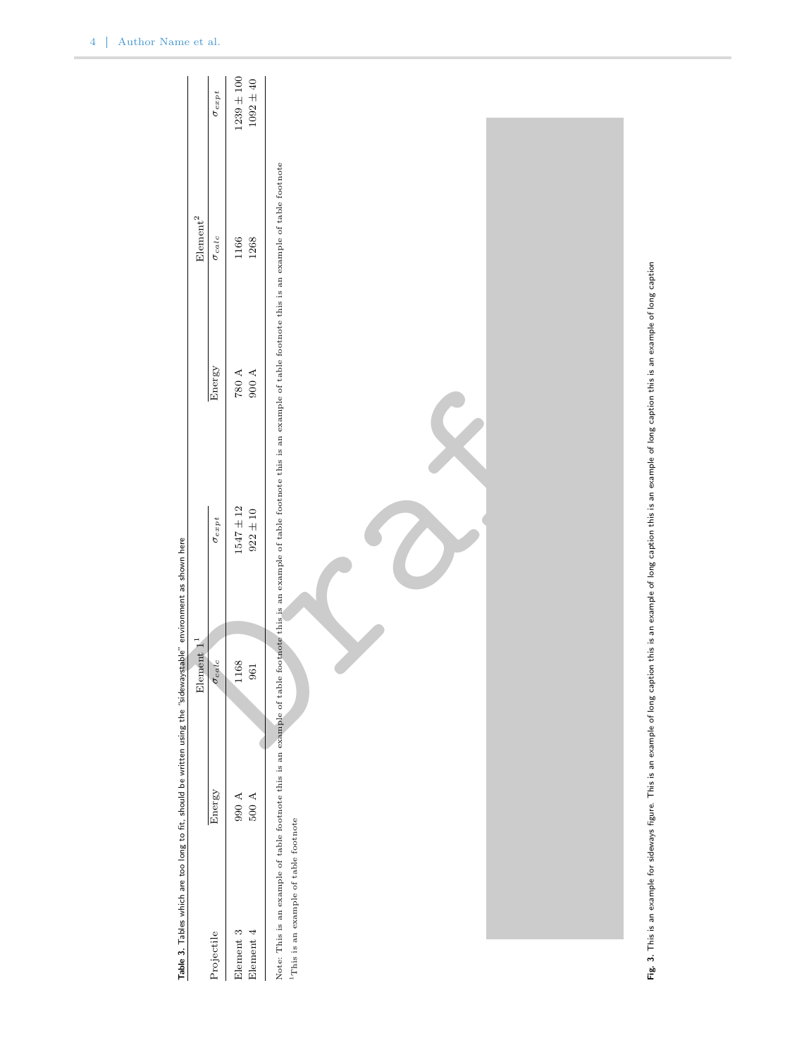**Table 3.** Tables which are too long to fit, should be written using the "sidewaystable" environment as shown here

| Projectile | Element 1[1] | | | Element[2] | | |
|---|---|---|---|---|---|---|
| | Energy | $\sigma_{calc}$ | $\sigma_{expt}$ | Energy | $\sigma_{calc}$ | $\sigma_{expt}$ |
| Element 3 | 990 A | 1168 | $1547 \pm 12$ | 780 A | 1166 | $1239 \pm 100$ |
| Element 4 | 500 A | 961 | $922 \pm 10$ | 900 A | 1268 | $1092 \pm 40$ |

Note: This is an example of table footnote this is an example of table footnote this is an example of table footnote this is an example of table footnote this is an example of table footnote

[1]This is an example of table footnote

**Fig. 3.** This is an example for sideways figure. This is an example of long caption this is an example of long caption this is an example of long caption this is an example of long caption this is an example of long caption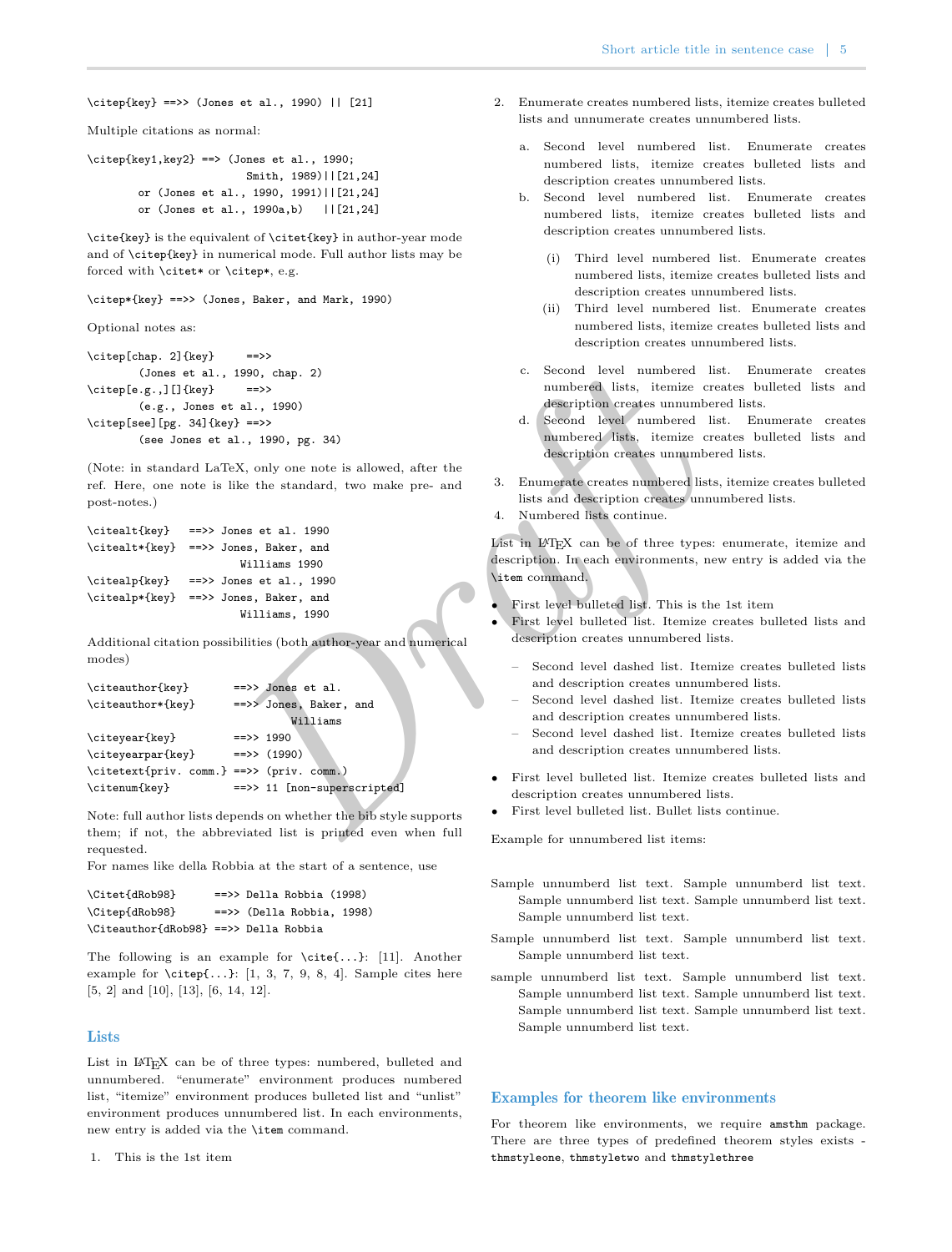```
\citep{key} ==>> (Jones et al., 1990) || [21]
```

Multiple citations as normal:

```
\citep{key1,key2} ==> (Jones et al., 1990;
                       Smith, 1989)||[21,24]
        or (Jones et al., 1990, 1991)||[21,24]
        or (Jones et al., 1990a,b)   ||[21,24]
```

\cite{key} is the equivalent of \citet{key} in author-year mode and of \citep{key} in numerical mode. Full author lists may be forced with \citet* or \citep*, e.g.

```
\citep*{key} ==>> (Jones, Baker, and Mark, 1990)
```

Optional notes as:

```
\citep[chap. 2]{key}     ==>>
        (Jones et al., 1990, chap. 2)
\citep[e.g.,][]{key}     ==>>
        (e.g., Jones et al., 1990)
\citep[see][pg. 34]{key} ==>>
        (see Jones et al., 1990, pg. 34)
```

(Note: in standard LaTeX, only one note is allowed, after the ref. Here, one note is like the standard, two make pre- and post-notes.)

```
\citealt{key}   ==>> Jones et al. 1990
\citealt*{key}  ==>> Jones, Baker, and
                     Williams 1990
\citealp{key}   ==>> Jones et al., 1990
\citealp*{key}  ==>> Jones, Baker, and
                     Williams, 1990
```

Additional citation possibilities (both author-year and numerical modes)

```
\citeauthor{key}        ==>> Jones et al.
\citeauthor*{key}       ==>> Jones, Baker, and
                             Williams
\citeyear{key}          ==>> 1990
\citeyearpar{key}       ==>> (1990)
\citetext{priv. comm.} ==>> (priv. comm.)
\citenum{key}           ==>> 11 [non-superscripted]
```

Note: full author lists depends on whether the bib style supports them; if not, the abbreviated list is printed even when full requested.
For names like della Robbia at the start of a sentence, use

```
\Citet{dRob98}      ==>> Della Robbia (1998)
\Citep{dRob98}      ==>> (Della Robbia, 1998)
\Citeauthor{dRob98} ==>> Della Robbia
```

The following is an example for \cite{...}: [11]. Another example for \citep{...}: [1, 3, 7, 9, 8, 4]. Sample cites here [5, 2] and [10], [13], [6, 14, 12].

## Lists

List in LaTeX can be of three types: numbered, bulleted and unnumbered. "enumerate" environment produces numbered list, "itemize" environment produces bulleted list and "unlist" environment produces unnumbered list. In each environments, new entry is added via the \item command.

1. This is the 1st item
2. Enumerate creates numbered lists, itemize creates bulleted lists and unnumerate creates unnumbered lists.
    a. Second level numbered list. Enumerate creates numbered lists, itemize creates bulleted lists and description creates unnumbered lists.
    b. Second level numbered list. Enumerate creates numbered lists, itemize creates bulleted lists and description creates unnumbered lists.
        (i) Third level numbered list. Enumerate creates numbered lists, itemize creates bulleted lists and description creates unnumbered lists.
        (ii) Third level numbered list. Enumerate creates numbered lists, itemize creates bulleted lists and description creates unnumbered lists.
    c. Second level numbered list. Enumerate creates numbered lists, itemize creates bulleted lists and description creates unnumbered lists.
    d. Second level numbered list. Enumerate creates numbered lists, itemize creates bulleted lists and description creates unnumbered lists.
3. Enumerate creates numbered lists, itemize creates bulleted lists and description creates unnumbered lists.
4. Numbered lists continue.

List in LaTeX can be of three types: enumerate, itemize and description. In each environments, new entry is added via the \item command.

- First level bulleted list. This is the 1st item
- First level bulleted list. Itemize creates bulleted lists and description creates unnumbered lists.
    – Second level dashed list. Itemize creates bulleted lists and description creates unnumbered lists.
    – Second level dashed list. Itemize creates bulleted lists and description creates unnumbered lists.
    – Second level dashed list. Itemize creates bulleted lists and description creates unnumbered lists.
- First level bulleted list. Itemize creates bulleted lists and description creates unnumbered lists.
- First level bulleted list. Bullet lists continue.

Example for unnumbered list items:

Sample unnumberd list text. Sample unnumberd list text. Sample unnumberd list text. Sample unnumberd list text. Sample unnumberd list text.

Sample unnumberd list text. Sample unnumberd list text. Sample unnumberd list text.

sample unnumberd list text. Sample unnumberd list text. Sample unnumberd list text. Sample unnumberd list text. Sample unnumberd list text. Sample unnumberd list text. Sample unnumberd list text.

## Examples for theorem like environments

For theorem like environments, we require amsthm package. There are three types of predefined theorem styles exists - thmstyleone, thmstyletwo and thmstylethree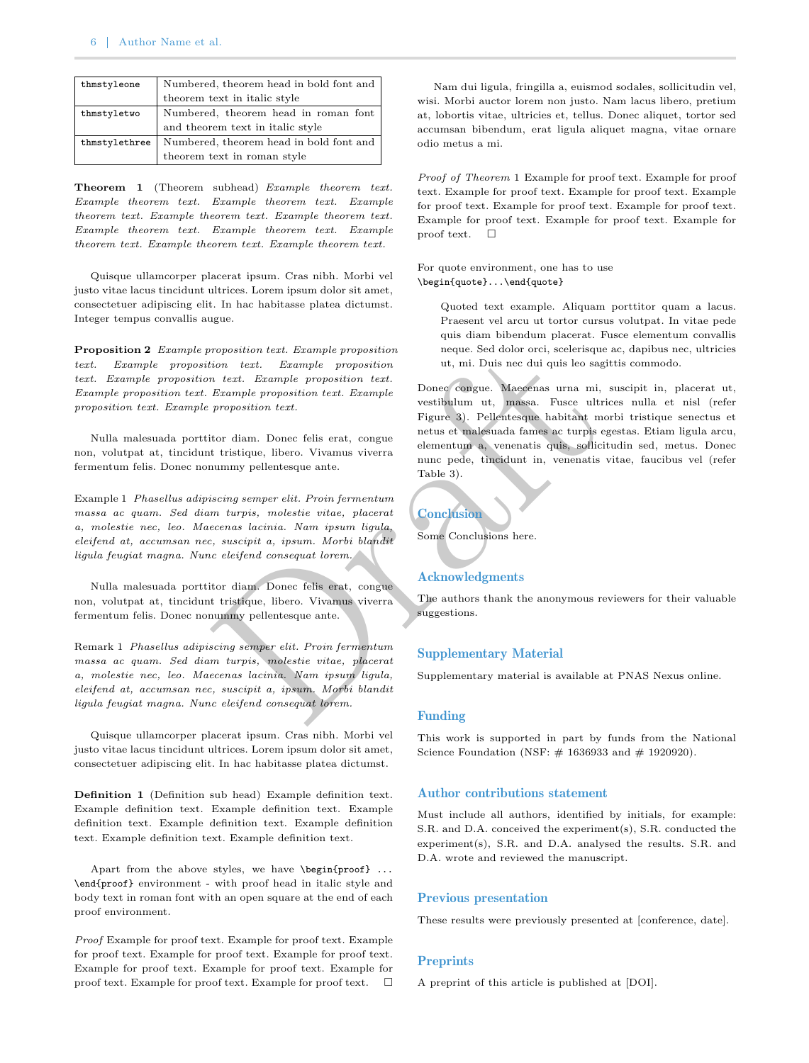| thmstyleone | Numbered, theorem head in bold font and theorem text in italic style |
|---|---|
| thmstyletwo | Numbered, theorem head in roman font and theorem text in italic style |
| thmstylethree | Numbered, theorem head in bold font and theorem text in roman style |

**Theorem 1** (Theorem subhead) *Example theorem text. Example theorem text. Example theorem text. Example theorem text. Example theorem text. Example theorem text. Example theorem text. Example theorem text. Example theorem text. Example theorem text.*

Quisque ullamcorper placerat ipsum. Cras nibh. Morbi vel justo vitae lacus tincidunt ultrices. Lorem ipsum dolor sit amet, consectetuer adipiscing elit. In hac habitasse platea dictumst. Integer tempus convallis augue.

**Proposition 2** *Example proposition text. Example proposition text. Example proposition text. Example proposition text. Example proposition text. Example proposition text. Example proposition text. Example proposition text. Example proposition text. Example proposition text.*

Nulla malesuada porttitor diam. Donec felis erat, congue non, volutpat at, tincidunt tristique, libero. Vivamus viverra fermentum felis. Donec nonummy pellentesque ante.

Example 1 *Phasellus adipiscing semper elit. Proin fermentum massa ac quam. Sed diam turpis, molestie vitae, placerat a, molestie nec, leo. Maecenas lacinia. Nam ipsum ligula, eleifend at, accumsan nec, suscipit a, ipsum. Morbi blandit ligula feugiat magna. Nunc eleifend consequat lorem.*

Nulla malesuada porttitor diam. Donec felis erat, congue non, volutpat at, tincidunt tristique, libero. Vivamus viverra fermentum felis. Donec nonummy pellentesque ante.

Remark 1 *Phasellus adipiscing semper elit. Proin fermentum massa ac quam. Sed diam turpis, molestie vitae, placerat a, molestie nec, leo. Maecenas lacinia. Nam ipsum ligula, eleifend at, accumsan nec, suscipit a, ipsum. Morbi blandit ligula feugiat magna. Nunc eleifend consequat lorem.*

Quisque ullamcorper placerat ipsum. Cras nibh. Morbi vel justo vitae lacus tincidunt ultrices. Lorem ipsum dolor sit amet, consectetuer adipiscing elit. In hac habitasse platea dictumst.

**Definition 1** (Definition sub head) Example definition text. Example definition text. Example definition text. Example definition text. Example definition text. Example definition text. Example definition text. Example definition text.

Apart from the above styles, we have `\begin{proof} ... \end{proof}` environment - with proof head in italic style and body text in roman font with an open square at the end of each proof environment.

*Proof* Example for proof text. Example for proof text. Example for proof text. Example for proof text. Example for proof text. Example for proof text. Example for proof text. Example for proof text. Example for proof text. Example for proof text. □

Nam dui ligula, fringilla a, euismod sodales, sollicitudin vel, wisi. Morbi auctor lorem non justo. Nam lacus libero, pretium at, lobortis vitae, ultricies et, tellus. Donec aliquet, tortor sed accumsan bibendum, erat ligula aliquet magna, vitae ornare odio metus a mi.

*Proof of Theorem* 1 Example for proof text. Example for proof text. Example for proof text. Example for proof text. Example for proof text. Example for proof text. Example for proof text. Example for proof text. Example for proof text. Example for proof text. □

For quote environment, one has to use `\begin{quote}...\end{quote}`

> Quoted text example. Aliquam porttitor quam a lacus. Praesent vel arcu ut tortor cursus volutpat. In vitae pede quis diam bibendum placerat. Fusce elementum convallis neque. Sed dolor orci, scelerisque ac, dapibus nec, ultricies ut, mi. Duis nec dui quis leo sagittis commodo.

Donec congue. Maecenas urna mi, suscipit in, placerat ut, vestibulum ut, massa. Fusce ultrices nulla et nisl (refer Figure 3). Pellentesque habitant morbi tristique senectus et netus et malesuada fames ac turpis egestas. Etiam ligula arcu, elementum a, venenatis quis, sollicitudin sed, metus. Donec nunc pede, tincidunt in, venenatis vitae, faucibus vel (refer Table 3).

## Conclusion

Some Conclusions here.

## Acknowledgments

The authors thank the anonymous reviewers for their valuable suggestions.

## Supplementary Material

Supplementary material is available at PNAS Nexus online.

## Funding

This work is supported in part by funds from the National Science Foundation (NSF: # 1636933 and # 1920920).

## Author contributions statement

Must include all authors, identified by initials, for example: S.R. and D.A. conceived the experiment(s), S.R. conducted the experiment(s), S.R. and D.A. analysed the results. S.R. and D.A. wrote and reviewed the manuscript.

## Previous presentation

These results were previously presented at [conference, date].

## Preprints

A preprint of this article is published at [DOI].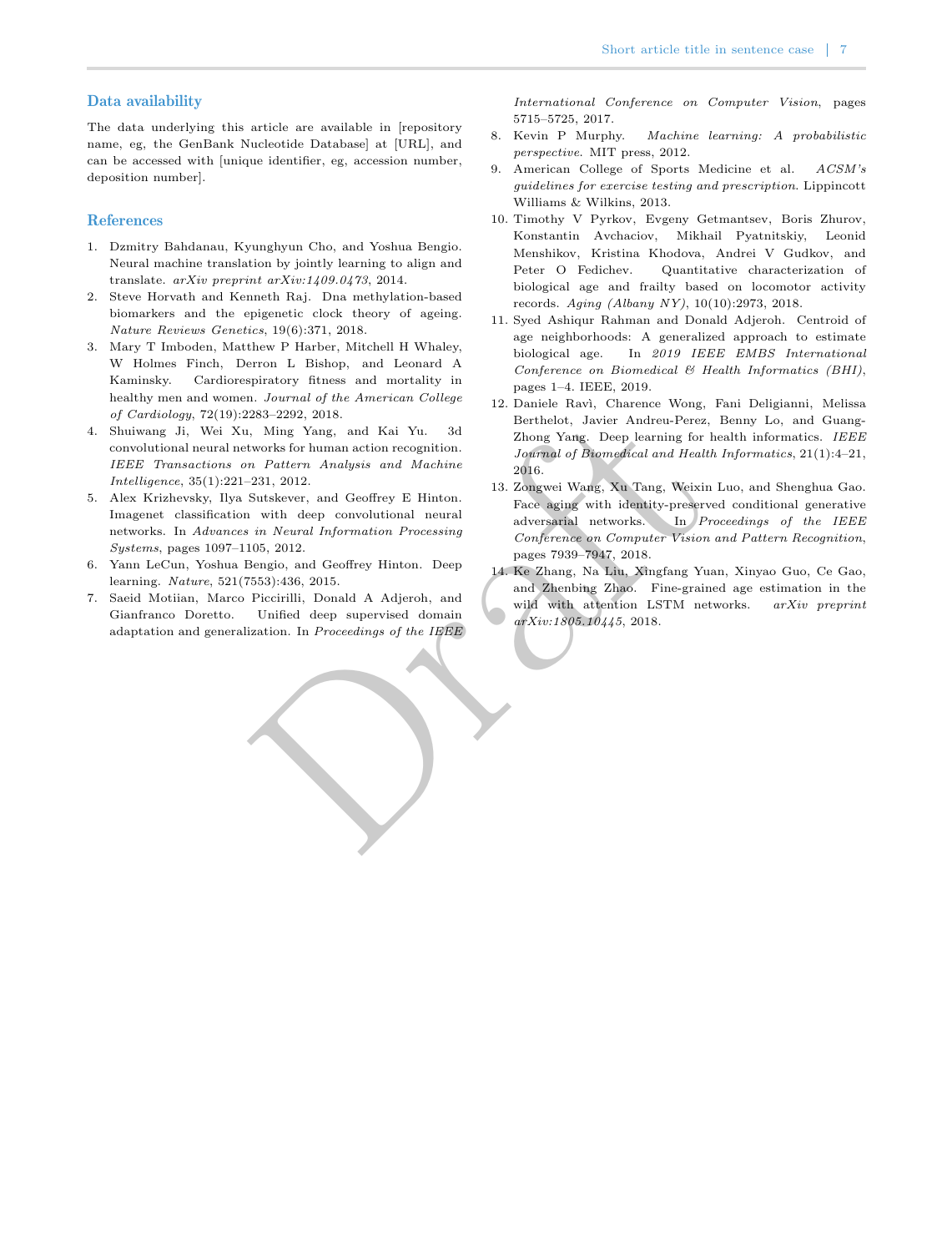## Data availability

The data underlying this article are available in [repository name, eg, the GenBank Nucleotide Database] at [URL], and can be accessed with [unique identifier, eg, accession number, deposition number].

## References

1. Dzmitry Bahdanau, Kyunghyun Cho, and Yoshua Bengio. Neural machine translation by jointly learning to align and translate. *arXiv preprint arXiv:1409.0473*, 2014.
2. Steve Horvath and Kenneth Raj. Dna methylation-based biomarkers and the epigenetic clock theory of ageing. *Nature Reviews Genetics*, 19(6):371, 2018.
3. Mary T Imboden, Matthew P Harber, Mitchell H Whaley, W Holmes Finch, Derron L Bishop, and Leonard A Kaminsky. Cardiorespiratory fitness and mortality in healthy men and women. *Journal of the American College of Cardiology*, 72(19):2283–2292, 2018.
4. Shuiwang Ji, Wei Xu, Ming Yang, and Kai Yu. 3d convolutional neural networks for human action recognition. *IEEE Transactions on Pattern Analysis and Machine Intelligence*, 35(1):221–231, 2012.
5. Alex Krizhevsky, Ilya Sutskever, and Geoffrey E Hinton. Imagenet classification with deep convolutional neural networks. In *Advances in Neural Information Processing Systems*, pages 1097–1105, 2012.
6. Yann LeCun, Yoshua Bengio, and Geoffrey Hinton. Deep learning. *Nature*, 521(7553):436, 2015.
7. Saeid Motiian, Marco Piccirilli, Donald A Adjeroh, and Gianfranco Doretto. Unified deep supervised domain adaptation and generalization. In *Proceedings of the IEEE International Conference on Computer Vision*, pages 5715–5725, 2017.
8. Kevin P Murphy. *Machine learning: A probabilistic perspective*. MIT press, 2012.
9. American College of Sports Medicine et al. *ACSM's guidelines for exercise testing and prescription*. Lippincott Williams & Wilkins, 2013.
10. Timothy V Pyrkov, Evgeny Getmantsev, Boris Zhurov, Konstantin Avchaciov, Mikhail Pyatnitskiy, Leonid Menshikov, Kristina Khodova, Andrei V Gudkov, and Peter O Fedichev. Quantitative characterization of biological age and frailty based on locomotor activity records. *Aging (Albany NY)*, 10(10):2973, 2018.
11. Syed Ashiqur Rahman and Donald Adjeroh. Centroid of age neighborhoods: A generalized approach to estimate biological age. In *2019 IEEE EMBS International Conference on Biomedical & Health Informatics (BHI)*, pages 1–4. IEEE, 2019.
12. Daniele Ravì, Charence Wong, Fani Deligianni, Melissa Berthelot, Javier Andreu-Perez, Benny Lo, and Guang-Zhong Yang. Deep learning for health informatics. *IEEE Journal of Biomedical and Health Informatics*, 21(1):4–21, 2016.
13. Zongwei Wang, Xu Tang, Weixin Luo, and Shenghua Gao. Face aging with identity-preserved conditional generative adversarial networks. In *Proceedings of the IEEE Conference on Computer Vision and Pattern Recognition*, pages 7939–7947, 2018.
14. Ke Zhang, Na Liu, Xingfang Yuan, Xinyao Guo, Ce Gao, and Zhenbing Zhao. Fine-grained age estimation in the wild with attention LSTM networks. *arXiv preprint arXiv:1805.10445*, 2018.